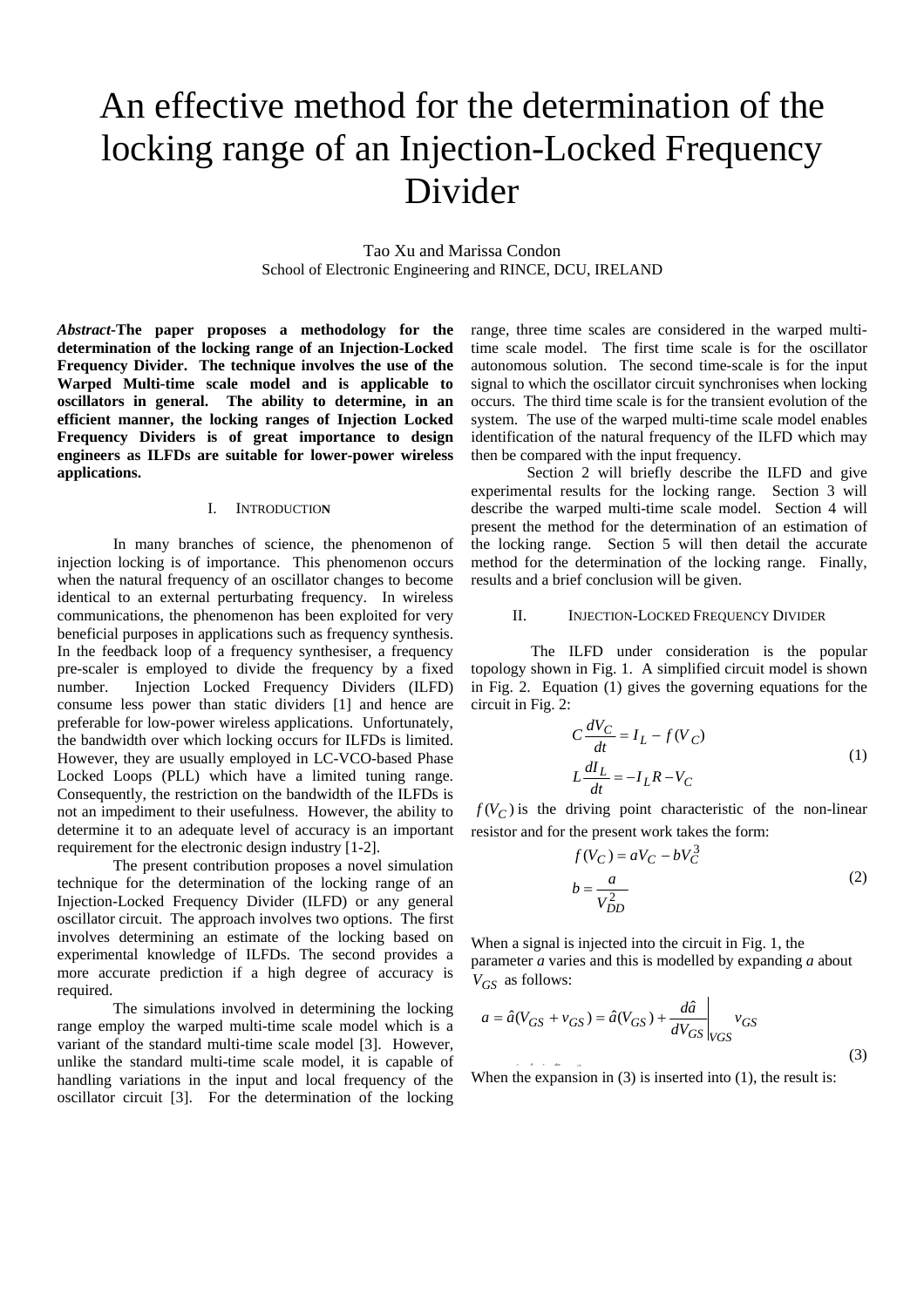# An effective method for the determination of the locking range of an Injection-Locked Frequency Divider

Tao Xu and Marissa Condon
School of Electronic Engineering and RINCE, DCU, IRELAND

***Abstract*-The paper proposes a methodology for the determination of the locking range of an Injection-Locked Frequency Divider. The technique involves the use of the Warped Multi-time scale model and is applicable to oscillators in general. The ability to determine, in an efficient manner, the locking ranges of Injection Locked Frequency Dividers is of great importance to design engineers as ILFDs are suitable for lower-power wireless applications.**

## I. INTRODUCTION

In many branches of science, the phenomenon of injection locking is of importance. This phenomenon occurs when the natural frequency of an oscillator changes to become identical to an external perturbating frequency. In wireless communications, the phenomenon has been exploited for very beneficial purposes in applications such as frequency synthesis. In the feedback loop of a frequency synthesiser, a frequency pre-scaler is employed to divide the frequency by a fixed number. Injection Locked Frequency Dividers (ILFD) consume less power than static dividers [1] and hence are preferable for low-power wireless applications. Unfortunately, the bandwidth over which locking occurs for ILFDs is limited. However, they are usually employed in LC-VCO-based Phase Locked Loops (PLL) which have a limited tuning range. Consequently, the restriction on the bandwidth of the ILFDs is not an impediment to their usefulness. However, the ability to determine it to an adequate level of accuracy is an important requirement for the electronic design industry [1-2].

The present contribution proposes a novel simulation technique for the determination of the locking range of an Injection-Locked Frequency Divider (ILFD) or any general oscillator circuit. The approach involves two options. The first involves determining an estimate of the locking based on experimental knowledge of ILFDs. The second provides a more accurate prediction if a high degree of accuracy is required.

The simulations involved in determining the locking range employ the warped multi-time scale model which is a variant of the standard multi-time scale model [3]. However, unlike the standard multi-time scale model, it is capable of handling variations in the input and local frequency of the oscillator circuit [3]. For the determination of the locking range, three time scales are considered in the warped multi-time scale model. The first time scale is for the oscillator autonomous solution. The second time-scale is for the input signal to which the oscillator circuit synchronises when locking occurs. The third time scale is for the transient evolution of the system. The use of the warped multi-time scale model enables identification of the natural frequency of the ILFD which may then be compared with the input frequency.

Section 2 will briefly describe the ILFD and give experimental results for the locking range. Section 3 will describe the warped multi-time scale model. Section 4 will present the method for the determination of an estimation of the locking range. Section 5 will then detail the accurate method for the determination of the locking range. Finally, results and a brief conclusion will be given.

## II. INJECTION-LOCKED FREQUENCY DIVIDER

The ILFD under consideration is the popular topology shown in Fig. 1. A simplified circuit model is shown in Fig. 2. Equation (1) gives the governing equations for the circuit in Fig. 2:

$$C\frac{dV_C}{dt} = I_L - f(V_C)$$
$$L\frac{dI_L}{dt} = -I_L R - V_C \tag{1}$$

$f(V_C)$ is the driving point characteristic of the non-linear resistor and for the present work takes the form:

$$f(V_C) = aV_C - bV_C^3$$
$$b = \frac{a}{V_{DD}^2} \tag{2}$$

When a signal is injected into the circuit in Fig. 1, the parameter *a* varies and this is modelled by expanding *a* about $V_{GS}$ as follows:

$$a = \hat{a}(V_{GS} + v_{GS}) = \hat{a}(V_{GS}) + \left.\frac{d\hat{a}}{dV_{GS}}\right|_{VGS} v_{GS} \tag{3}$$

When the expansion in (3) is inserted into (1), the result is: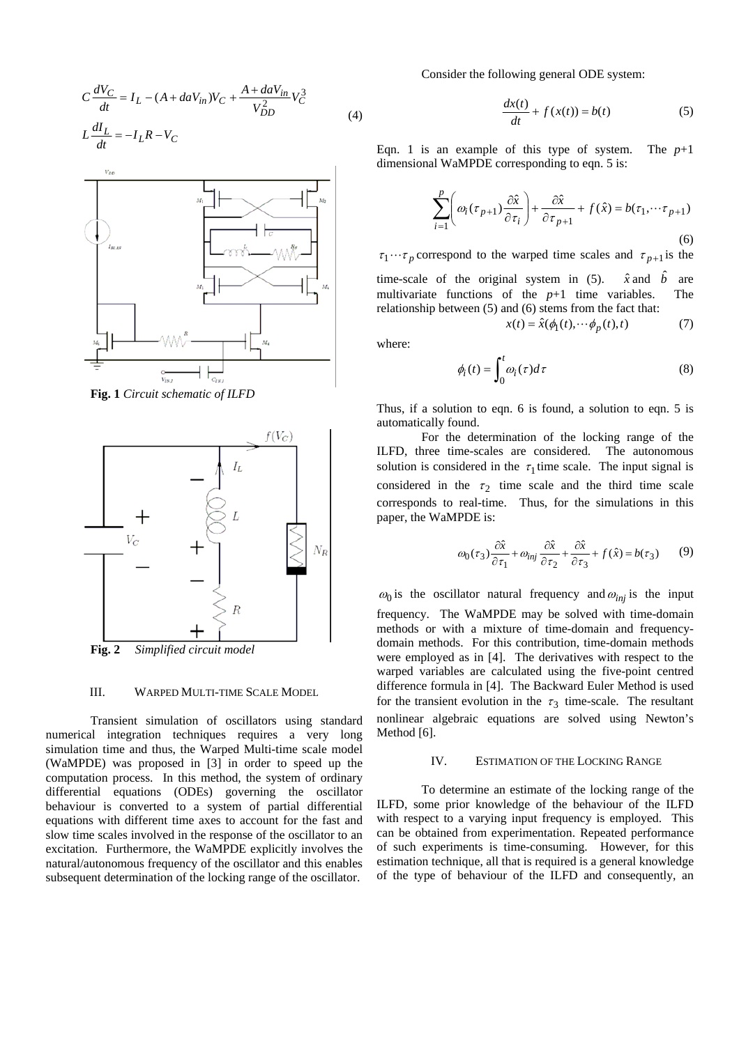$$C\frac{dV_C}{dt} = I_L - (A + daV_{in})V_C + \frac{A + daV_{in}}{V_{DD}^2}V_C^3$$
$$L\frac{dI_L}{dt} = -I_L R - V_C \tag{4}$$

**Fig. 1** *Circuit schematic of ILFD*

**Fig. 2** *Simplified circuit model*

### III. WARPED MULTI-TIME SCALE MODEL

Transient simulation of oscillators using standard numerical integration techniques requires a very long simulation time and thus, the Warped Multi-time scale model (WaMPDE) was proposed in [3] in order to speed up the computation process. In this method, the system of ordinary differential equations (ODEs) governing the oscillator behaviour is converted to a system of partial differential equations with different time axes to account for the fast and slow time scales involved in the response of the oscillator to an excitation. Furthermore, the WaMPDE explicitly involves the natural/autonomous frequency of the oscillator and this enables subsequent determination of the locking range of the oscillator.

Consider the following general ODE system:

$$\frac{dx(t)}{dt} + f(x(t)) = b(t) \tag{5}$$

Eqn. 1 is an example of this type of system. The $p$+1 dimensional WaMPDE corresponding to eqn. 5 is:

$$\sum_{i=1}^{p}\left(\omega_i(\tau_{p+1})\frac{\partial \hat{x}}{\partial \tau_i}\right) + \frac{\partial \hat{x}}{\partial \tau_{p+1}} + f(\hat{x}) = b(\tau_1, \cdots \tau_{p+1}) \tag{6}$$

$\tau_1 \cdots \tau_p$ correspond to the warped time scales and $\tau_{p+1}$ is the time-scale of the original system in (5). $\hat{x}$ and $\hat{b}$ are multivariate functions of the $p$+1 time variables. The relationship between (5) and (6) stems from the fact that:

$$x(t) = \hat{x}(\phi_1(t), \cdots \phi_p(t), t) \tag{7}$$

where:

$$\phi_i(t) = \int_0^t \omega_i(\tau)d\tau \tag{8}$$

Thus, if a solution to eqn. 6 is found, a solution to eqn. 5 is automatically found.

For the determination of the locking range of the ILFD, three time-scales are considered. The autonomous solution is considered in the $\tau_1$ time scale. The input signal is considered in the $\tau_2$ time scale and the third time scale corresponds to real-time. Thus, for the simulations in this paper, the WaMPDE is:

$$\omega_0(\tau_3)\frac{\partial \hat{x}}{\partial \tau_1} + \omega_{inj}\frac{\partial \hat{x}}{\partial \tau_2} + \frac{\partial \hat{x}}{\partial \tau_3} + f(\hat{x}) = b(\tau_3) \tag{9}$$

$\omega_0$ is the oscillator natural frequency and $\omega_{inj}$ is the input frequency. The WaMPDE may be solved with time-domain methods or with a mixture of time-domain and frequency-domain methods. For this contribution, time-domain methods were employed as in [4]. The derivatives with respect to the warped variables are calculated using the five-point centred difference formula in [4]. The Backward Euler Method is used for the transient evolution in the $\tau_3$ time-scale. The resultant nonlinear algebraic equations are solved using Newton's Method [6].

### IV. ESTIMATION OF THE LOCKING RANGE

To determine an estimate of the locking range of the ILFD, some prior knowledge of the behaviour of the ILFD with respect to a varying input frequency is employed. This can be obtained from experimentation. Repeated performance of such experiments is time-consuming. However, for this estimation technique, all that is required is a general knowledge of the type of behaviour of the ILFD and consequently, an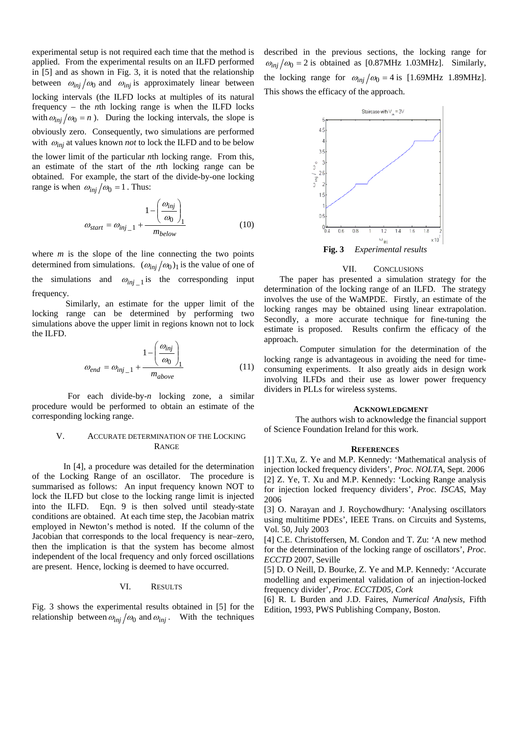experimental setup is not required each time that the method is applied. From the experimental results on an ILFD performed in [5] and as shown in Fig. 3, it is noted that the relationship between $\omega_{inj}/\omega_0$ and $\omega_{inj}$ is approximately linear between locking intervals (the ILFD locks at multiples of its natural frequency – the *n*th locking range is when the ILFD locks with $\omega_{inj}/\omega_0 = n$ ). During the locking intervals, the slope is obviously zero. Consequently, two simulations are performed with $\omega_{inj}$ at values known *not* to lock the ILFD and to be below the lower limit of the particular *n*th locking range. From this, an estimate of the start of the *n*th locking range can be obtained. For example, the start of the divide-by-one locking range is when $\omega_{inj}/\omega_0 = 1$. Thus:

$$\omega_{start} = \omega_{inj\_1} + \frac{1 - \left(\frac{\omega_{inj}}{\omega_0}\right)_1}{m_{below}} \qquad (10)$$

where *m* is the slope of the line connecting the two points determined from simulations. $(\omega_{inj}/\omega_0)_1$ is the value of one of the simulations and $\omega_{inj\_1}$ is the corresponding input frequency.

Similarly, an estimate for the upper limit of the locking range can be determined by performing two simulations above the upper limit in regions known not to lock the ILFD.

$$\omega_{end} = \omega_{inj\_1} + \frac{1 - \left(\frac{\omega_{inj}}{\omega_0}\right)_1}{m_{above}} \qquad (11)$$

For each divide-by-*n* locking zone, a similar procedure would be performed to obtain an estimate of the corresponding locking range.

## V. Accurate Determination of the Locking Range

In [4], a procedure was detailed for the determination of the Locking Range of an oscillator. The procedure is summarised as follows: An input frequency known NOT to lock the ILFD but close to the locking range limit is injected into the ILFD. Eqn. 9 is then solved until steady-state conditions are obtained. At each time step, the Jacobian matrix employed in Newton's method is noted. If the column of the Jacobian that corresponds to the local frequency is near–zero, then the implication is that the system has become almost independent of the local frequency and only forced oscillations are present. Hence, locking is deemed to have occurred.

## VI. Results

Fig. 3 shows the experimental results obtained in [5] for the relationship between $\omega_{inj}/\omega_0$ and $\omega_{inj}$. With the techniques described in the previous sections, the locking range for $\omega_{inj}/\omega_0 = 2$ is obtained as [0.87MHz 1.03MHz]. Similarly, the locking range for $\omega_{inj}/\omega_0 = 4$ is [1.69MHz 1.89MHz]. This shows the efficacy of the approach.

Staircase with $V_{in}$ = 3V

$\omega_{inj} / \omega_0$

5
4.5
4
3.5
3
2.5
2
1.5
1
0.5
0

0.4 0.6 0.8 1 1.2 1.4 1.6 1.8 2

$\omega_{inj}$ x 10^7

**Fig. 3** *Experimental results*

## VII. Conclusions

The paper has presented a simulation strategy for the determination of the locking range of an ILFD. The strategy involves the use of the WaMPDE. Firstly, an estimate of the locking ranges may be obtained using linear extrapolation. Secondly, a more accurate technique for fine-tuning the estimate is proposed. Results confirm the efficacy of the approach.

Computer simulation for the determination of the locking range is advantageous in avoiding the need for time-consuming experiments. It also greatly aids in design work involving ILFDs and their use as lower power frequency dividers in PLLs for wireless systems.

### Acknowledgment

The authors wish to acknowledge the financial support of Science Foundation Ireland for this work.

### References

[1] T.Xu, Z. Ye and M.P. Kennedy: 'Mathematical analysis of injection locked frequency dividers', *Proc. NOLTA*, Sept. 2006

[2] Z. Ye, T. Xu and M.P. Kennedy: 'Locking Range analysis for injection locked frequency dividers', *Proc. ISCAS*, May 2006

[3] O. Narayan and J. Roychowdhury: 'Analysing oscillators using multitime PDEs', IEEE Trans. on Circuits and Systems, Vol. 50, July 2003

[4] C.E. Christoffersen, M. Condon and T. Zu: 'A new method for the determination of the locking range of oscillators', *Proc. ECCTD* 2007, Seville

[5] D. O Neill, D. Bourke, Z. Ye and M.P. Kennedy: 'Accurate modelling and experimental validation of an injection-locked frequency divider', *Proc. ECCTD05, Cork*

[6] R. L Burden and J.D. Faires, *Numerical Analysis*, Fifth Edition, 1993, PWS Publishing Company, Boston.